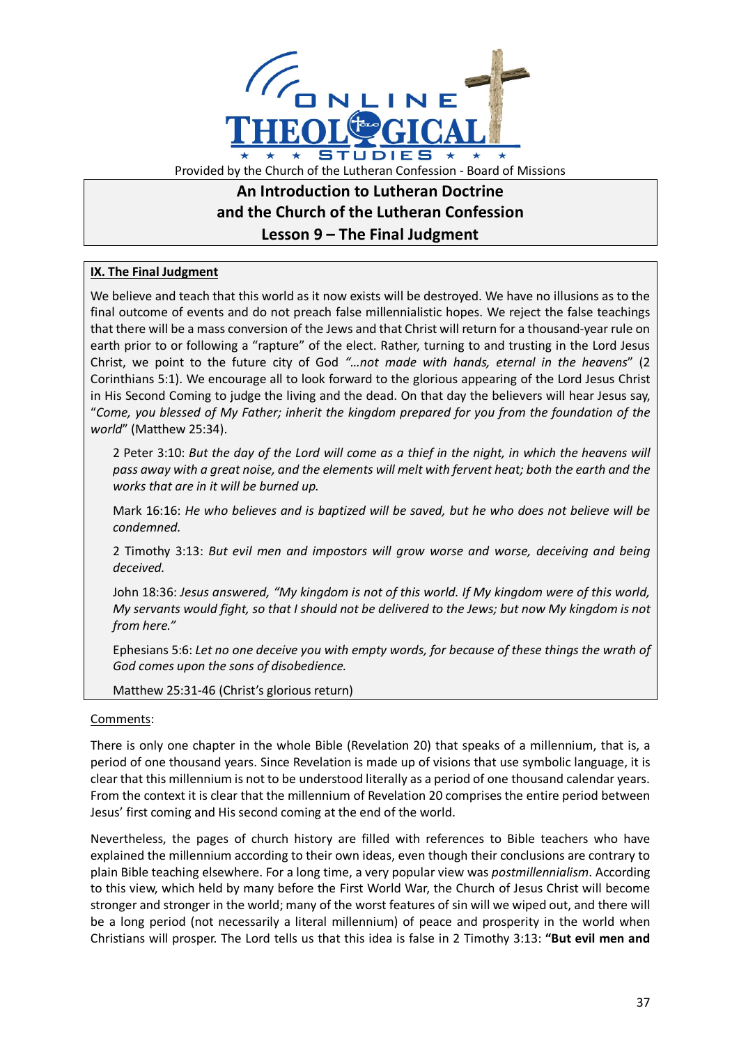Provided by the Church of the Lutheran Confession - Board of Missions

# An Introduction to Lutheran Doctrine and the Church of the Lutheran Confession

## Lesson 9 – The Final Judgment

### IX. The Final Judgment

We believe and teach that this world as it now exists will be destroyed. We have no illusions as to the final outcome of events and do not preach false millennialistic hopes. We reject the false teachings that there will be a mass conversion of the Jews and that Christ will return for a thousand-year rule on earth prior to or following a "rapture" of the elect. Rather, turning to and trusting in the Lord Jesus Christ, we point to the future city of God *"…not made with hands, eternal in the heavens*" (2 Corinthians 5:1). We encourage all to look forward to the glorious appearing of the Lord Jesus Christ in His Second Coming to judge the living and the dead. On that day the believers will hear Jesus say, "*Come, you blessed of My Father; inherit the kingdom prepared for you from the foundation of the world*" (Matthew 25:34).

> 2 Peter 3:10: *But the day of the Lord will come as a thief in the night, in which the heavens will pass away with a great noise, and the elements will melt with fervent heat; both the earth and the works that are in it will be burned up.*
>
> Mark 16:16: *He who believes and is baptized will be saved, but he who does not believe will be condemned.*
>
> 2 Timothy 3:13: *But evil men and impostors will grow worse and worse, deceiving and being deceived.*
>
> John 18:36: *Jesus answered, "My kingdom is not of this world. If My kingdom were of this world, My servants would fight, so that I should not be delivered to the Jews; but now My kingdom is not from here."*
>
> Ephesians 5:6: *Let no one deceive you with empty words, for because of these things the wrath of God comes upon the sons of disobedience.*
>
> Matthew 25:31-46 (Christ's glorious return)

Comments:

There is only one chapter in the whole Bible (Revelation 20) that speaks of a millennium, that is, a period of one thousand years. Since Revelation is made up of visions that use symbolic language, it is clear that this millennium is not to be understood literally as a period of one thousand calendar years. From the context it is clear that the millennium of Revelation 20 comprises the entire period between Jesus' first coming and His second coming at the end of the world.

Nevertheless, the pages of church history are filled with references to Bible teachers who have explained the millennium according to their own ideas, even though their conclusions are contrary to plain Bible teaching elsewhere. For a long time, a very popular view was *postmillennialism*. According to this view, which held by many before the First World War, the Church of Jesus Christ will become stronger and stronger in the world; many of the worst features of sin will we wiped out, and there will be a long period (not necessarily a literal millennium) of peace and prosperity in the world when Christians will prosper. The Lord tells us that this idea is false in 2 Timothy 3:13: **"But evil men and**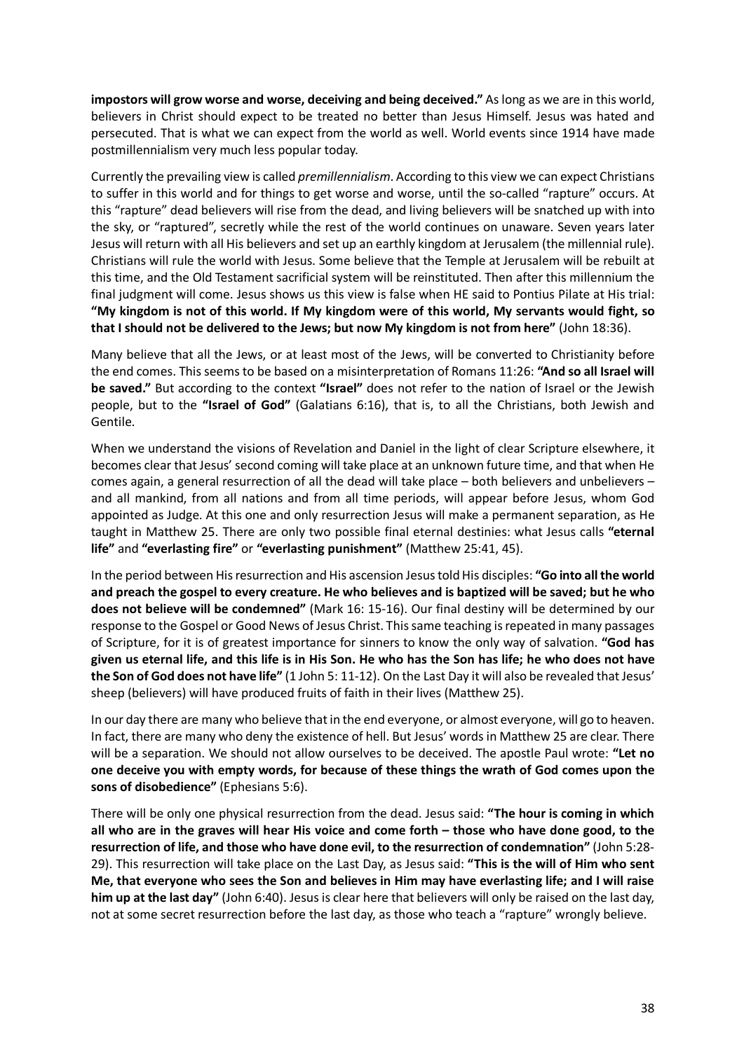**impostors will grow worse and worse, deceiving and being deceived."** As long as we are in this world, believers in Christ should expect to be treated no better than Jesus Himself. Jesus was hated and persecuted. That is what we can expect from the world as well. World events since 1914 have made postmillennialism very much less popular today.

Currently the prevailing view is called *premillennialism*. According to this view we can expect Christians to suffer in this world and for things to get worse and worse, until the so-called "rapture" occurs. At this "rapture" dead believers will rise from the dead, and living believers will be snatched up with into the sky, or "raptured", secretly while the rest of the world continues on unaware. Seven years later Jesus will return with all His believers and set up an earthly kingdom at Jerusalem (the millennial rule). Christians will rule the world with Jesus. Some believe that the Temple at Jerusalem will be rebuilt at this time, and the Old Testament sacrificial system will be reinstituted. Then after this millennium the final judgment will come. Jesus shows us this view is false when HE said to Pontius Pilate at His trial: **"My kingdom is not of this world. If My kingdom were of this world, My servants would fight, so that I should not be delivered to the Jews; but now My kingdom is not from here"** (John 18:36).

Many believe that all the Jews, or at least most of the Jews, will be converted to Christianity before the end comes. This seems to be based on a misinterpretation of Romans 11:26: **"And so all Israel will be saved."** But according to the context **"Israel"** does not refer to the nation of Israel or the Jewish people, but to the **"Israel of God"** (Galatians 6:16), that is, to all the Christians, both Jewish and Gentile.

When we understand the visions of Revelation and Daniel in the light of clear Scripture elsewhere, it becomes clear that Jesus' second coming will take place at an unknown future time, and that when He comes again, a general resurrection of all the dead will take place – both believers and unbelievers – and all mankind, from all nations and from all time periods, will appear before Jesus, whom God appointed as Judge. At this one and only resurrection Jesus will make a permanent separation, as He taught in Matthew 25. There are only two possible final eternal destinies: what Jesus calls **"eternal life"** and **"everlasting fire"** or **"everlasting punishment"** (Matthew 25:41, 45).

In the period between His resurrection and His ascension Jesus told His disciples: **"Go into all the world and preach the gospel to every creature. He who believes and is baptized will be saved; but he who does not believe will be condemned"** (Mark 16: 15-16). Our final destiny will be determined by our response to the Gospel or Good News of Jesus Christ. This same teaching is repeated in many passages of Scripture, for it is of greatest importance for sinners to know the only way of salvation. **"God has given us eternal life, and this life is in His Son. He who has the Son has life; he who does not have the Son of God does not have life"** (1 John 5: 11-12). On the Last Day it will also be revealed that Jesus' sheep (believers) will have produced fruits of faith in their lives (Matthew 25).

In our day there are many who believe that in the end everyone, or almost everyone, will go to heaven. In fact, there are many who deny the existence of hell. But Jesus' words in Matthew 25 are clear. There will be a separation. We should not allow ourselves to be deceived. The apostle Paul wrote: **"Let no one deceive you with empty words, for because of these things the wrath of God comes upon the sons of disobedience"** (Ephesians 5:6).

There will be only one physical resurrection from the dead. Jesus said: **"The hour is coming in which all who are in the graves will hear His voice and come forth – those who have done good, to the resurrection of life, and those who have done evil, to the resurrection of condemnation"** (John 5:28-29). This resurrection will take place on the Last Day, as Jesus said: **"This is the will of Him who sent Me, that everyone who sees the Son and believes in Him may have everlasting life; and I will raise him up at the last day"** (John 6:40). Jesus is clear here that believers will only be raised on the last day, not at some secret resurrection before the last day, as those who teach a "rapture" wrongly believe.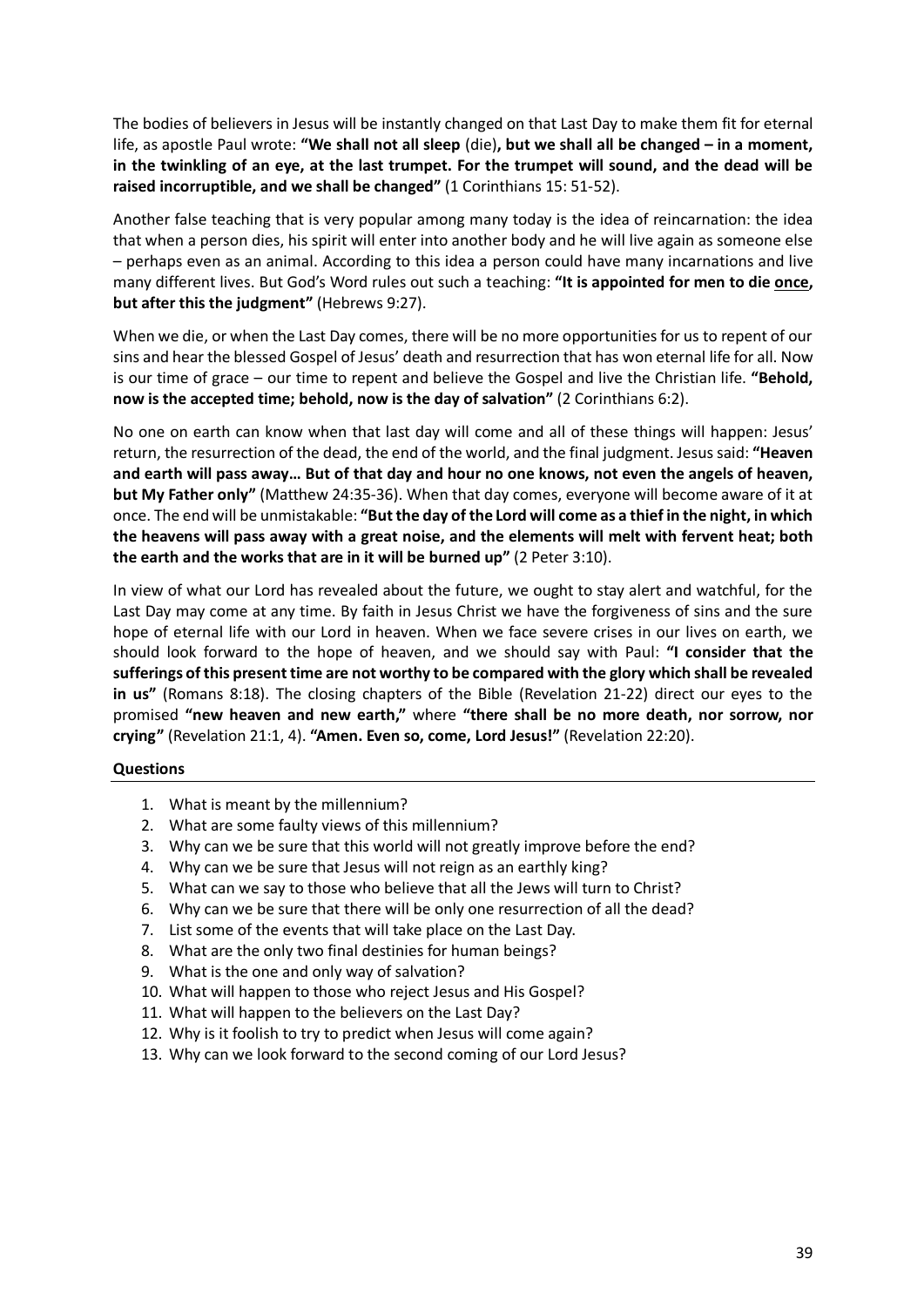The bodies of believers in Jesus will be instantly changed on that Last Day to make them fit for eternal life, as apostle Paul wrote: **"We shall not all sleep** (die)**, but we shall all be changed – in a moment, in the twinkling of an eye, at the last trumpet. For the trumpet will sound, and the dead will be raised incorruptible, and we shall be changed"** (1 Corinthians 15: 51-52).

Another false teaching that is very popular among many today is the idea of reincarnation: the idea that when a person dies, his spirit will enter into another body and he will live again as someone else – perhaps even as an animal. According to this idea a person could have many incarnations and live many different lives. But God's Word rules out such a teaching: **"It is appointed for men to die <u>once</u>, but after this the judgment"** (Hebrews 9:27).

When we die, or when the Last Day comes, there will be no more opportunities for us to repent of our sins and hear the blessed Gospel of Jesus' death and resurrection that has won eternal life for all. Now is our time of grace – our time to repent and believe the Gospel and live the Christian life. **"Behold, now is the accepted time; behold, now is the day of salvation"** (2 Corinthians 6:2).

No one on earth can know when that last day will come and all of these things will happen: Jesus' return, the resurrection of the dead, the end of the world, and the final judgment. Jesus said: **"Heaven and earth will pass away… But of that day and hour no one knows, not even the angels of heaven, but My Father only"** (Matthew 24:35-36). When that day comes, everyone will become aware of it at once. The end will be unmistakable: **"But the day of the Lord will come as a thief in the night, in which the heavens will pass away with a great noise, and the elements will melt with fervent heat; both the earth and the works that are in it will be burned up"** (2 Peter 3:10).

In view of what our Lord has revealed about the future, we ought to stay alert and watchful, for the Last Day may come at any time. By faith in Jesus Christ we have the forgiveness of sins and the sure hope of eternal life with our Lord in heaven. When we face severe crises in our lives on earth, we should look forward to the hope of heaven, and we should say with Paul: **"I consider that the sufferings of this present time are not worthy to be compared with the glory which shall be revealed in us"** (Romans 8:18). The closing chapters of the Bible (Revelation 21-22) direct our eyes to the promised **"new heaven and new earth,"** where **"there shall be no more death, nor sorrow, nor crying"** (Revelation 21:1, 4). **"Amen. Even so, come, Lord Jesus!"** (Revelation 22:20).

**Questions**

1. What is meant by the millennium?
2. What are some faulty views of this millennium?
3. Why can we be sure that this world will not greatly improve before the end?
4. Why can we be sure that Jesus will not reign as an earthly king?
5. What can we say to those who believe that all the Jews will turn to Christ?
6. Why can we be sure that there will be only one resurrection of all the dead?
7. List some of the events that will take place on the Last Day.
8. What are the only two final destinies for human beings?
9. What is the one and only way of salvation?
10. What will happen to those who reject Jesus and His Gospel?
11. What will happen to the believers on the Last Day?
12. Why is it foolish to try to predict when Jesus will come again?
13. Why can we look forward to the second coming of our Lord Jesus?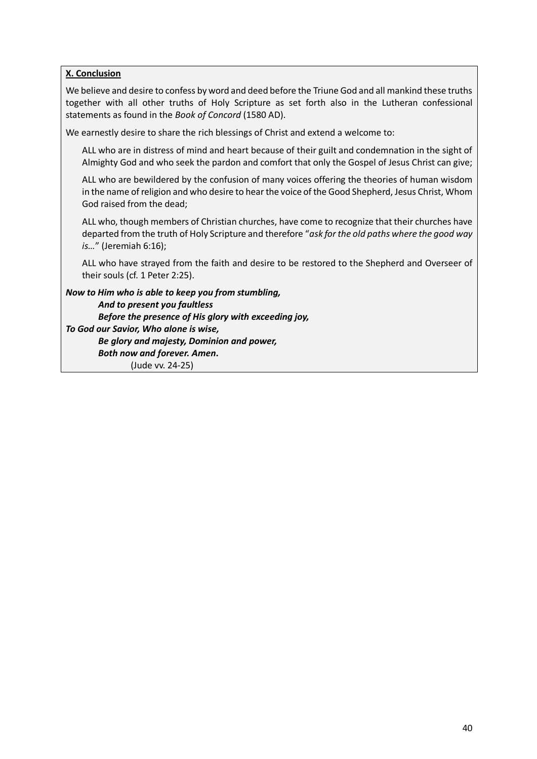**X. Conclusion**

We believe and desire to confess by word and deed before the Triune God and all mankind these truths together with all other truths of Holy Scripture as set forth also in the Lutheran confessional statements as found in the *Book of Concord* (1580 AD).

We earnestly desire to share the rich blessings of Christ and extend a welcome to:

> ALL who are in distress of mind and heart because of their guilt and condemnation in the sight of Almighty God and who seek the pardon and comfort that only the Gospel of Jesus Christ can give;
>
> ALL who are bewildered by the confusion of many voices offering the theories of human wisdom in the name of religion and who desire to hear the voice of the Good Shepherd, Jesus Christ, Whom God raised from the dead;
>
> ALL who, though members of Christian churches, have come to recognize that their churches have departed from the truth of Holy Scripture and therefore "*ask for the old paths where the good way is…*" (Jeremiah 6:16);
>
> ALL who have strayed from the faith and desire to be restored to the Shepherd and Overseer of their souls (cf. 1 Peter 2:25).

***Now to Him who is able to keep you from stumbling,***
***And to present you faultless***
***Before the presence of His glory with exceeding joy,***
***To God our Savior, Who alone is wise,***
***Be glory and majesty, Dominion and power,***
***Both now and forever. Amen.***
(Jude vv. 24-25)